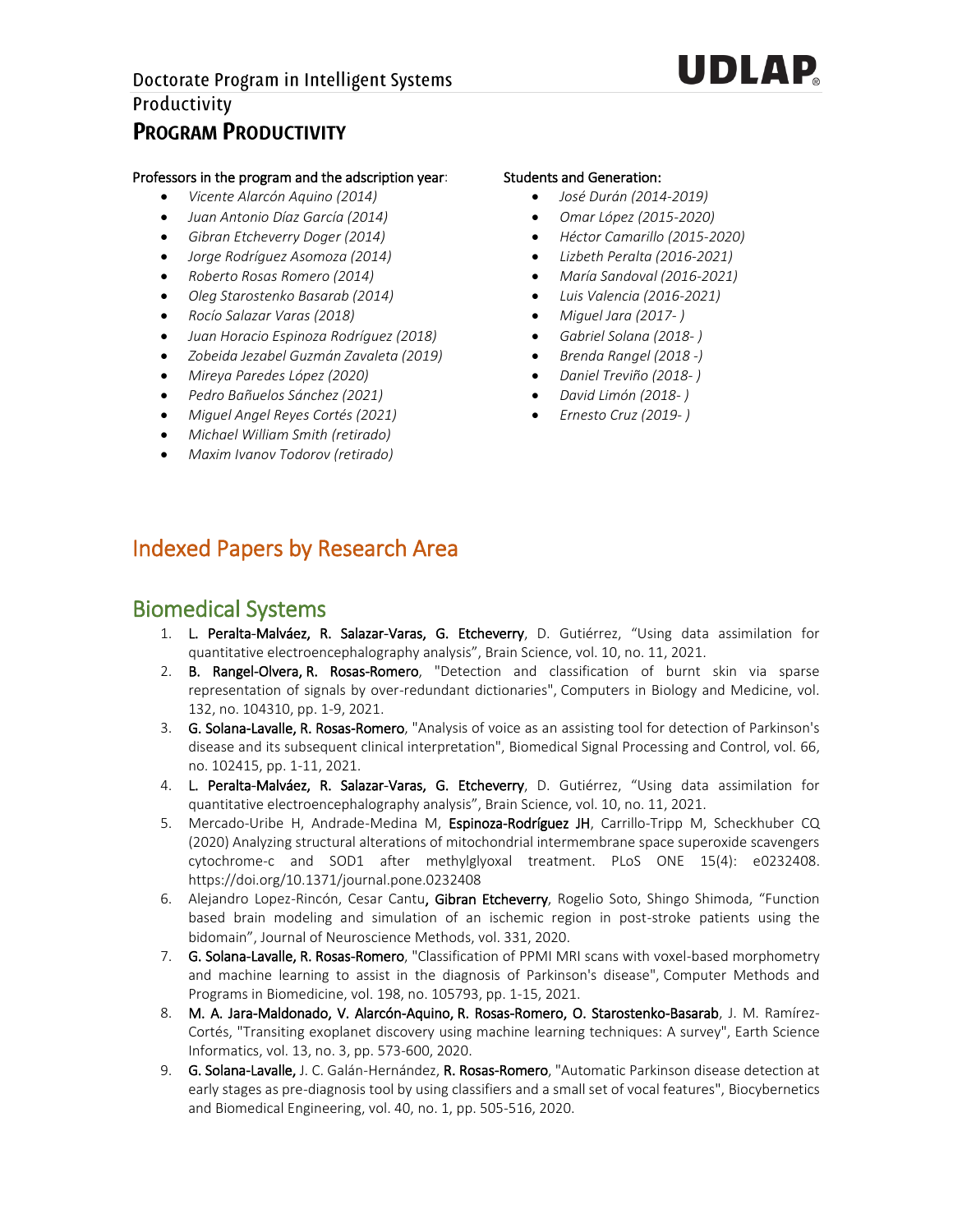Doctorate Program in Intelligent Systems

Productivity

# Program Productivity

**Professors in the program and the adscription year:**

- *Vicente Alarcón Aquino (2014)*
- *Juan Antonio Díaz García (2014)*
- *Gibran Etcheverry Doger (2014)*
- *Jorge Rodríguez Asomoza (2014)*
- *Roberto Rosas Romero (2014)*
- *Oleg Starostenko Basarab (2014)*
- *Rocío Salazar Varas (2018)*
- *Juan Horacio Espinoza Rodríguez (2018)*
- *Zobeida Jezabel Guzmán Zavaleta (2019)*
- *Mireya Paredes López (2020)*
- *Pedro Bañuelos Sánchez (2021)*
- *Miguel Angel Reyes Cortés (2021)*
- *Michael William Smith (retirado)*
- *Maxim Ivanov Todorov (retirado)*

**Students and Generation:**

- *José Durán (2014-2019)*
- *Omar López (2015-2020)*
- *Héctor Camarillo (2015-2020)*
- *Lizbeth Peralta (2016-2021)*
- *María Sandoval (2016-2021)*
- *Luis Valencia (2016-2021)*
- *Miguel Jara (2017- )*
- *Gabriel Solana (2018- )*
- *Brenda Rangel (2018 -)*
- *Daniel Treviño (2018- )*
- *David Limón (2018- )*
- *Ernesto Cruz (2019- )*

## Indexed Papers by Research Area

## Biomedical Systems

1. **L. Peralta-Malváez, R. Salazar-Varas, G. Etcheverry**, D. Gutiérrez, "Using data assimilation for quantitative electroencephalography analysis", Brain Science, vol. 10, no. 11, 2021.
2. **B. Rangel-Olvera, R. Rosas-Romero**, "Detection and classification of burnt skin via sparse representation of signals by over-redundant dictionaries", Computers in Biology and Medicine, vol. 132, no. 104310, pp. 1-9, 2021.
3. **G. Solana-Lavalle, R. Rosas-Romero**, "Analysis of voice as an assisting tool for detection of Parkinson's disease and its subsequent clinical interpretation", Biomedical Signal Processing and Control, vol. 66, no. 102415, pp. 1-11, 2021.
4. **L. Peralta-Malváez, R. Salazar-Varas, G. Etcheverry**, D. Gutiérrez, "Using data assimilation for quantitative electroencephalography analysis", Brain Science, vol. 10, no. 11, 2021.
5. Mercado-Uribe H, Andrade-Medina M, **Espinoza-Rodríguez JH**, Carrillo-Tripp M, Scheckhuber CQ (2020) Analyzing structural alterations of mitochondrial intermembrane space superoxide scavengers cytochrome-c and SOD1 after methylglyoxal treatment. PLoS ONE 15(4): e0232408. https://doi.org/10.1371/journal.pone.0232408
6. Alejandro Lopez-Rincón, Cesar Cantu**, Gibran Etcheverry**, Rogelio Soto, Shingo Shimoda, "Function based brain modeling and simulation of an ischemic region in post-stroke patients using the bidomain", Journal of Neuroscience Methods, vol. 331, 2020.
7. **G. Solana-Lavalle, R. Rosas-Romero**, "Classification of PPMI MRI scans with voxel-based morphometry and machine learning to assist in the diagnosis of Parkinson's disease", Computer Methods and Programs in Biomedicine, vol. 198, no. 105793, pp. 1-15, 2021.
8. **M. A. Jara-Maldonado, V. Alarcón-Aquino, R. Rosas-Romero, O. Starostenko-Basarab**, J. M. Ramírez-Cortés, "Transiting exoplanet discovery using machine learning techniques: A survey", Earth Science Informatics, vol. 13, no. 3, pp. 573-600, 2020.
9. **G. Solana-Lavalle,** J. C. Galán-Hernández, **R. Rosas-Romero**, "Automatic Parkinson disease detection at early stages as pre-diagnosis tool by using classifiers and a small set of vocal features", Biocybernetics and Biomedical Engineering, vol. 40, no. 1, pp. 505-516, 2020.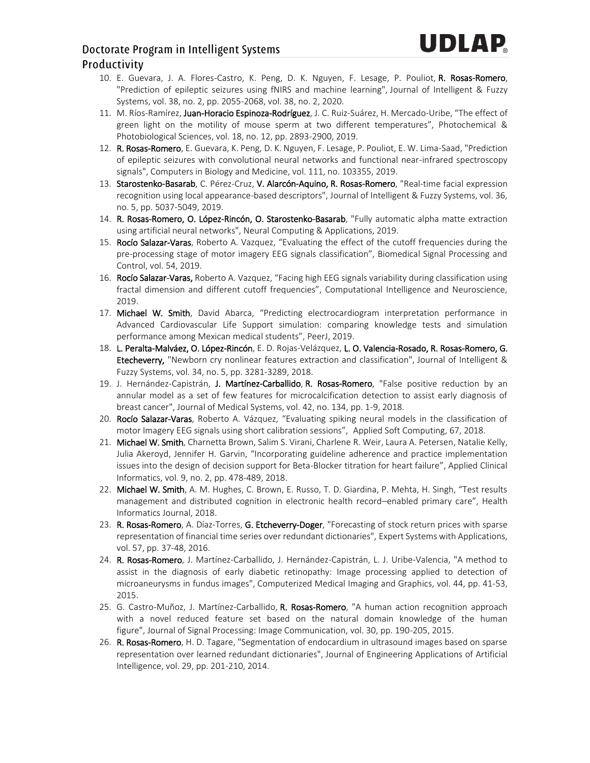## Productivity

10. E. Guevara, J. A. Flores-Castro, K. Peng, D. K. Nguyen, F. Lesage, P. Pouliot, **R. Rosas-Romero**, "Prediction of epileptic seizures using fNIRS and machine learning", Journal of Intelligent & Fuzzy Systems, vol. 38, no. 2, pp. 2055-2068, vol. 38, no. 2, 2020.
11. M. Ríos-Ramírez, **Juan-Horacio Espinoza-Rodríguez**, J. C. Ruiz-Suárez, H. Mercado-Uribe, "The effect of green light on the motility of mouse sperm at two different temperatures", Photochemical & Photobiological Sciences, vol. 18, no. 12, pp. 2893-2900, 2019.
12. **R. Rosas-Romero**, E. Guevara, K. Peng, D. K. Nguyen, F. Lesage, P. Pouliot, E. W. Lima-Saad, "Prediction of epileptic seizures with convolutional neural networks and functional near-infrared spectroscopy signals", Computers in Biology and Medicine, vol. 111, no. 103355, 2019.
13. **Starostenko-Basarab**, C. Pérez-Cruz, **V. Alarcón-Aquino, R. Rosas-Romero**, "Real-time facial expression recognition using local appearance-based descriptors", Journal of Intelligent & Fuzzy Systems, vol. 36, no. 5, pp. 5037-5049, 2019.
14. **R. Rosas-Romero, O. López-Rincón, O. Starostenko-Basarab**, "Fully automatic alpha matte extraction using artificial neural networks", Neural Computing & Applications, 2019.
15. **Rocío Salazar-Varas**, Roberto A. Vazquez, "Evaluating the effect of the cutoff frequencies during the pre-processing stage of motor imagery EEG signals classification", Biomedical Signal Processing and Control, vol. 54, 2019.
16. **Rocío Salazar-Varas,** Roberto A. Vazquez, "Facing high EEG signals variability during classification using fractal dimension and different cutoff frequencies", Computational Intelligence and Neuroscience, 2019.
17. **Michael W. Smith**, David Abarca, "Predicting electrocardiogram interpretation performance in Advanced Cardiovascular Life Support simulation: comparing knowledge tests and simulation performance among Mexican medical students", PeerJ, 2019.
18. **L. Peralta-Malváez, O. López-Rincón**, E. D. Rojas-Velázquez, **L. O. Valencia-Rosado, R. Rosas-Romero, G. Etecheverry,** "Newborn cry nonlinear features extraction and classification", Journal of Intelligent & Fuzzy Systems, vol. 34, no. 5, pp. 3281-3289, 2018.
19. J. Hernández-Capistrán, **J. Martínez-Carballido**, **R. Rosas-Romero**, "False positive reduction by an annular model as a set of few features for microcalcification detection to assist early diagnosis of breast cancer", Journal of Medical Systems, vol. 42, no. 134, pp. 1-9, 2018.
20. **Rocío Salazar-Varas**, Roberto A. Vázquez, "Evaluating spiking neural models in the classification of motor Imagery EEG signals using short calibration sessions", Applied Soft Computing, 67, 2018.
21. **Michael W. Smith**, Charnetta Brown, Salim S. Virani, Charlene R. Weir, Laura A. Petersen, Natalie Kelly, Julia Akeroyd, Jennifer H. Garvin, "Incorporating guideline adherence and practice implementation issues into the design of decision support for Beta-Blocker titration for heart failure", Applied Clinical Informatics, vol. 9, no. 2, pp. 478-489, 2018.
22. **Michael W. Smith**, A. M. Hughes, C. Brown, E. Russo, T. D. Giardina, P. Mehta, H. Singh, "Test results management and distributed cognition in electronic health record–enabled primary care", Health Informatics Journal, 2018.
23. **R. Rosas-Romero**, A. Díaz-Torres, **G. Etcheverry-Doger**, "Forecasting of stock return prices with sparse representation of financial time series over redundant dictionaries", Expert Systems with Applications, vol. 57, pp. 37-48, 2016.
24. **R. Rosas-Romero**, J. Martínez-Carballido, J. Hernández-Capistrán, L. J. Uribe-Valencia, "A method to assist in the diagnosis of early diabetic retinopathy: Image processing applied to detection of microaneurysms in fundus images", Computerized Medical Imaging and Graphics, vol. 44, pp. 41-53, 2015.
25. G. Castro-Muñoz, J. Martínez-Carballido, **R. Rosas-Romero**, "A human action recognition approach with a novel reduced feature set based on the natural domain knowledge of the human figure", Journal of Signal Processing: Image Communication, vol. 30, pp. 190-205, 2015.
26. **R. Rosas-Romero**, H. D. Tagare, "Segmentation of endocardium in ultrasound images based on sparse representation over learned redundant dictionaries", Journal of Engineering Applications of Artificial Intelligence, vol. 29, pp. 201-210, 2014.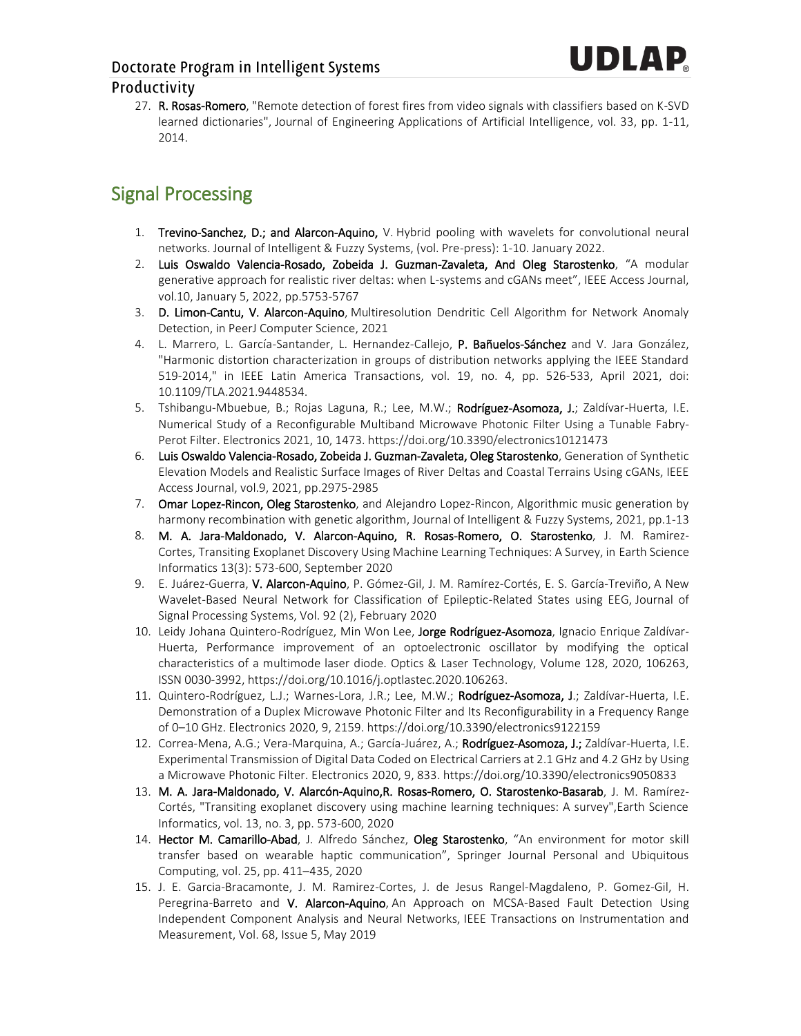## Productivity

27. **R. Rosas-Romero**, "Remote detection of forest fires from video signals with classifiers based on K-SVD learned dictionaries", Journal of Engineering Applications of Artificial Intelligence, vol. 33, pp. 1-11, 2014.

## Signal Processing

1. **Trevino-Sanchez, D.; and Alarcon-Aquino,** V. Hybrid pooling with wavelets for convolutional neural networks. Journal of Intelligent & Fuzzy Systems, (vol. Pre-press): 1-10. January 2022.
2. **Luis Oswaldo Valencia-Rosado, Zobeida J. Guzman-Zavaleta, And Oleg Starostenko**, "A modular generative approach for realistic river deltas: when L-systems and cGANs meet", IEEE Access Journal, vol.10, January 5, 2022, pp.5753-5767
3. **D. Limon-Cantu, V. Alarcon-Aquino**, Multiresolution Dendritic Cell Algorithm for Network Anomaly Detection, in PeerJ Computer Science, 2021
4. L. Marrero, L. García-Santander, L. Hernandez-Callejo, **P. Bañuelos-Sánchez** and V. Jara González, "Harmonic distortion characterization in groups of distribution networks applying the IEEE Standard 519-2014," in IEEE Latin America Transactions, vol. 19, no. 4, pp. 526-533, April 2021, doi: 10.1109/TLA.2021.9448534.
5. Tshibangu-Mbuebue, B.; Rojas Laguna, R.; Lee, M.W.; **Rodríguez-Asomoza, J.**; Zaldívar-Huerta, I.E. Numerical Study of a Reconfigurable Multiband Microwave Photonic Filter Using a Tunable Fabry-Perot Filter. Electronics 2021, 10, 1473. https://doi.org/10.3390/electronics10121473
6. **Luis Oswaldo Valencia-Rosado, Zobeida J. Guzman-Zavaleta, Oleg Starostenko**, Generation of Synthetic Elevation Models and Realistic Surface Images of River Deltas and Coastal Terrains Using cGANs, IEEE Access Journal, vol.9, 2021, pp.2975-2985
7. **Omar Lopez-Rincon, Oleg Starostenko**, and Alejandro Lopez-Rincon, Algorithmic music generation by harmony recombination with genetic algorithm, Journal of Intelligent & Fuzzy Systems, 2021, pp.1-13
8. **M. A. Jara-Maldonado, V. Alarcon-Aquino, R. Rosas-Romero, O. Starostenko**, J. M. Ramirez-Cortes, Transiting Exoplanet Discovery Using Machine Learning Techniques: A Survey, in Earth Science Informatics 13(3): 573-600, September 2020
9. E. Juárez-Guerra, **V. Alarcon-Aquino**, P. Gómez-Gil, J. M. Ramírez-Cortés, E. S. García-Treviño, A New Wavelet-Based Neural Network for Classification of Epileptic-Related States using EEG, Journal of Signal Processing Systems, Vol. 92 (2), February 2020
10. Leidy Johana Quintero-Rodríguez, Min Won Lee, **Jorge Rodríguez-Asomoza**, Ignacio Enrique Zaldívar-Huerta, Performance improvement of an optoelectronic oscillator by modifying the optical characteristics of a multimode laser diode. Optics & Laser Technology, Volume 128, 2020, 106263, ISSN 0030-3992, https://doi.org/10.1016/j.optlastec.2020.106263.
11. Quintero-Rodríguez, L.J.; Warnes-Lora, J.R.; Lee, M.W.; **Rodríguez-Asomoza, J**.; Zaldívar-Huerta, I.E. Demonstration of a Duplex Microwave Photonic Filter and Its Reconfigurability in a Frequency Range of 0–10 GHz. Electronics 2020, 9, 2159. https://doi.org/10.3390/electronics9122159
12. Correa-Mena, A.G.; Vera-Marquina, A.; García-Juárez, A.; **Rodríguez-Asomoza, J.;** Zaldívar-Huerta, I.E. Experimental Transmission of Digital Data Coded on Electrical Carriers at 2.1 GHz and 4.2 GHz by Using a Microwave Photonic Filter. Electronics 2020, 9, 833. https://doi.org/10.3390/electronics9050833
13. **M. A. Jara-Maldonado, V. Alarcón-Aquino,R. Rosas-Romero, O. Starostenko-Basarab**, J. M. Ramírez-Cortés, "Transiting exoplanet discovery using machine learning techniques: A survey",Earth Science Informatics, vol. 13, no. 3, pp. 573-600, 2020
14. **Hector M. Camarillo-Abad**, J. Alfredo Sánchez, **Oleg Starostenko**, "An environment for motor skill transfer based on wearable haptic communication", Springer Journal Personal and Ubiquitous Computing, vol. 25, pp. 411–435, 2020
15. J. E. Garcia-Bracamonte, J. M. Ramirez-Cortes, J. de Jesus Rangel-Magdaleno, P. Gomez-Gil, H. Peregrina-Barreto and **V. Alarcon-Aquino**, An Approach on MCSA-Based Fault Detection Using Independent Component Analysis and Neural Networks, IEEE Transactions on Instrumentation and Measurement, Vol. 68, Issue 5, May 2019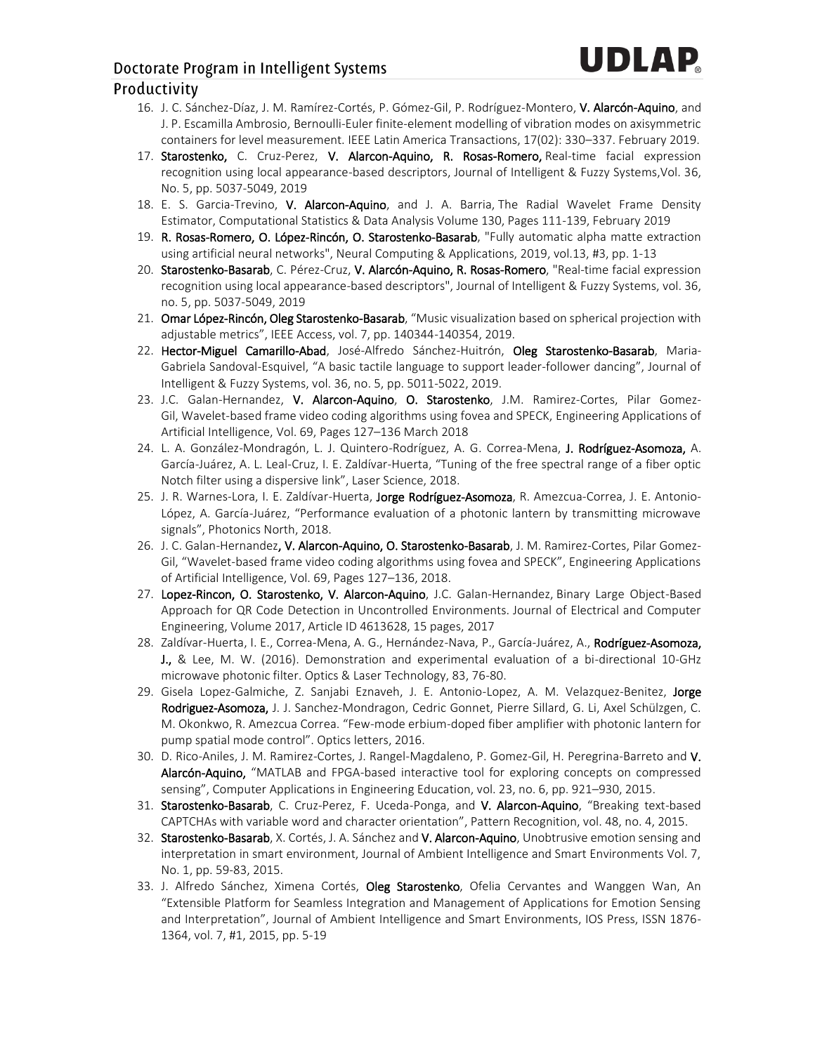16. J. C. Sánchez-Díaz, J. M. Ramírez-Cortés, P. Gómez-Gil, P. Rodríguez-Montero, **V. Alarcón-Aquino**, and J. P. Escamilla Ambrosio, Bernoulli-Euler finite-element modelling of vibration modes on axisymmetric containers for level measurement. IEEE Latin America Transactions, 17(02): 330–337. February 2019.
17. **Starostenko,** C. Cruz-Perez, **V. Alarcon-Aquino, R. Rosas-Romero,** Real-time facial expression recognition using local appearance-based descriptors, Journal of Intelligent & Fuzzy Systems,Vol. 36, No. 5, pp. 5037-5049, 2019
18. E. S. Garcia-Trevino, **V. Alarcon-Aquino**, and J. A. Barria, The Radial Wavelet Frame Density Estimator, Computational Statistics & Data Analysis Volume 130, Pages 111-139, February 2019
19. **R. Rosas-Romero, O. López-Rincón, O. Starostenko-Basarab**, "Fully automatic alpha matte extraction using artificial neural networks", Neural Computing & Applications, 2019, vol.13, #3, pp. 1-13
20. **Starostenko-Basarab**, C. Pérez-Cruz, **V. Alarcón-Aquino, R. Rosas-Romero**, "Real-time facial expression recognition using local appearance-based descriptors", Journal of Intelligent & Fuzzy Systems, vol. 36, no. 5, pp. 5037-5049, 2019
21. **Omar López-Rincón, Oleg Starostenko-Basarab**, "Music visualization based on spherical projection with adjustable metrics", IEEE Access, vol. 7, pp. 140344-140354, 2019.
22. **Hector-Miguel Camarillo-Abad**, José-Alfredo Sánchez-Huitrón, **Oleg Starostenko-Basarab**, Maria-Gabriela Sandoval-Esquivel, "A basic tactile language to support leader-follower dancing", Journal of Intelligent & Fuzzy Systems, vol. 36, no. 5, pp. 5011-5022, 2019.
23. J.C. Galan-Hernandez, **V. Alarcon-Aquino**, **O. Starostenko**, J.M. Ramirez-Cortes, Pilar Gomez-Gil, Wavelet-based frame video coding algorithms using fovea and SPECK, Engineering Applications of Artificial Intelligence, Vol. 69, Pages 127–136 March 2018
24. L. A. González-Mondragón, L. J. Quintero-Rodríguez, A. G. Correa-Mena, **J. Rodríguez-Asomoza,** A. García-Juárez, A. L. Leal-Cruz, I. E. Zaldívar-Huerta, "Tuning of the free spectral range of a fiber optic Notch filter using a dispersive link", Laser Science, 2018.
25. J. R. Warnes-Lora, I. E. Zaldívar-Huerta, **Jorge Rodríguez-Asomoza**, R. Amezcua-Correa, J. E. Antonio-López, A. García-Juárez, "Performance evaluation of a photonic lantern by transmitting microwave signals", Photonics North, 2018.
26. J. C. Galan-Hernandez**, V. Alarcon-Aquino, O. Starostenko-Basarab**, J. M. Ramirez-Cortes, Pilar Gomez-Gil, "Wavelet-based frame video coding algorithms using fovea and SPECK", Engineering Applications of Artificial Intelligence, Vol. 69, Pages 127–136, 2018.
27. **Lopez-Rincon, O. Starostenko, V. Alarcon-Aquino**, J.C. Galan-Hernandez, Binary Large Object-Based Approach for QR Code Detection in Uncontrolled Environments. Journal of Electrical and Computer Engineering, Volume 2017, Article ID 4613628, 15 pages, 2017
28. Zaldívar-Huerta, I. E., Correa-Mena, A. G., Hernández-Nava, P., García-Juárez, A., **Rodríguez-Asomoza, J.,** & Lee, M. W. (2016). Demonstration and experimental evaluation of a bi-directional 10-GHz microwave photonic filter. Optics & Laser Technology, 83, 76-80.
29. Gisela Lopez-Galmiche, Z. Sanjabi Eznaveh, J. E. Antonio-Lopez, A. M. Velazquez-Benitez, **Jorge Rodriguez-Asomoza,** J. J. Sanchez-Mondragon, Cedric Gonnet, Pierre Sillard, G. Li, Axel Schülzgen, C. M. Okonkwo, R. Amezcua Correa. "Few-mode erbium-doped fiber amplifier with photonic lantern for pump spatial mode control". Optics letters, 2016.
30. D. Rico-Aniles, J. M. Ramirez-Cortes, J. Rangel-Magdaleno, P. Gomez-Gil, H. Peregrina-Barreto and **V. Alarcón-Aquino,** "MATLAB and FPGA-based interactive tool for exploring concepts on compressed sensing", Computer Applications in Engineering Education, vol. 23, no. 6, pp. 921–930, 2015.
31. **Starostenko-Basarab**, C. Cruz-Perez, F. Uceda-Ponga, and **V. Alarcon-Aquino**, "Breaking text-based CAPTCHAs with variable word and character orientation", Pattern Recognition, vol. 48, no. 4, 2015.
32. **Starostenko-Basarab**, X. Cortés, J. A. Sánchez and **V. Alarcon-Aquino**, Unobtrusive emotion sensing and interpretation in smart environment, Journal of Ambient Intelligence and Smart Environments Vol. 7, No. 1, pp. 59-83, 2015.
33. J. Alfredo Sánchez, Ximena Cortés, **Oleg Starostenko**, Ofelia Cervantes and Wanggen Wan, An "Extensible Platform for Seamless Integration and Management of Applications for Emotion Sensing and Interpretation", Journal of Ambient Intelligence and Smart Environments, IOS Press, ISSN 1876-1364, vol. 7, #1, 2015, pp. 5-19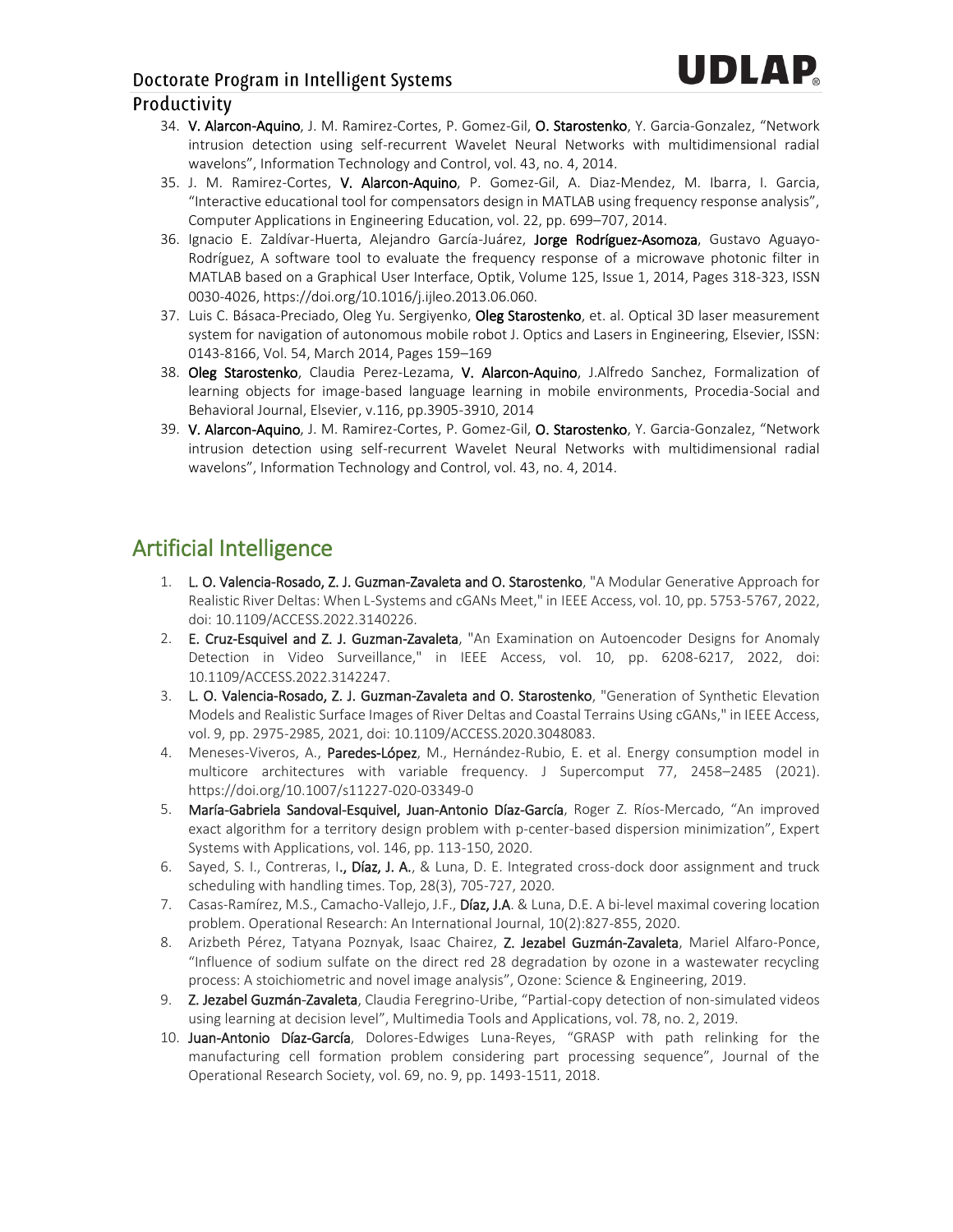34. **V. Alarcon-Aquino**, J. M. Ramirez-Cortes, P. Gomez-Gil, **O. Starostenko**, Y. Garcia-Gonzalez, "Network intrusion detection using self-recurrent Wavelet Neural Networks with multidimensional radial wavelons", Information Technology and Control, vol. 43, no. 4, 2014.
35. J. M. Ramirez-Cortes, **V. Alarcon-Aquino**, P. Gomez-Gil, A. Diaz-Mendez, M. Ibarra, I. Garcia, "Interactive educational tool for compensators design in MATLAB using frequency response analysis", Computer Applications in Engineering Education, vol. 22, pp. 699–707, 2014.
36. Ignacio E. Zaldívar-Huerta, Alejandro García-Juárez, **Jorge Rodríguez-Asomoza**, Gustavo Aguayo-Rodríguez, A software tool to evaluate the frequency response of a microwave photonic filter in MATLAB based on a Graphical User Interface, Optik, Volume 125, Issue 1, 2014, Pages 318-323, ISSN 0030-4026, https://doi.org/10.1016/j.ijleo.2013.06.060.
37. Luis C. Básaca-Preciado, Oleg Yu. Sergiyenko, **Oleg Starostenko**, et. al. Optical 3D laser measurement system for navigation of autonomous mobile robot J. Optics and Lasers in Engineering, Elsevier, ISSN: 0143-8166, Vol. 54, March 2014, Pages 159–169
38. **Oleg Starostenko**, Claudia Perez-Lezama, **V. Alarcon-Aquino**, J.Alfredo Sanchez, Formalization of learning objects for image-based language learning in mobile environments, Procedia-Social and Behavioral Journal, Elsevier, v.116, pp.3905-3910, 2014
39. **V. Alarcon-Aquino**, J. M. Ramirez-Cortes, P. Gomez-Gil, **O. Starostenko**, Y. Garcia-Gonzalez, "Network intrusion detection using self-recurrent Wavelet Neural Networks with multidimensional radial wavelons", Information Technology and Control, vol. 43, no. 4, 2014.

## Artificial Intelligence

1. **L. O. Valencia-Rosado, Z. J. Guzman-Zavaleta and O. Starostenko**, "A Modular Generative Approach for Realistic River Deltas: When L-Systems and cGANs Meet," in IEEE Access, vol. 10, pp. 5753-5767, 2022, doi: 10.1109/ACCESS.2022.3140226.
2. **E. Cruz-Esquivel and Z. J. Guzman-Zavaleta**, "An Examination on Autoencoder Designs for Anomaly Detection in Video Surveillance," in IEEE Access, vol. 10, pp. 6208-6217, 2022, doi: 10.1109/ACCESS.2022.3142247.
3. **L. O. Valencia-Rosado, Z. J. Guzman-Zavaleta and O. Starostenko**, "Generation of Synthetic Elevation Models and Realistic Surface Images of River Deltas and Coastal Terrains Using cGANs," in IEEE Access, vol. 9, pp. 2975-2985, 2021, doi: 10.1109/ACCESS.2020.3048083.
4. Meneses-Viveros, A., **Paredes-López**, M., Hernández-Rubio, E. et al. Energy consumption model in multicore architectures with variable frequency. J Supercomput 77, 2458–2485 (2021). https://doi.org/10.1007/s11227-020-03349-0
5. **María-Gabriela Sandoval-Esquivel, Juan-Antonio Díaz-García**, Roger Z. Ríos-Mercado, "An improved exact algorithm for a territory design problem with p-center-based dispersion minimization", Expert Systems with Applications, vol. 146, pp. 113-150, 2020.
6. Sayed, S. I., Contreras, I**., Díaz, J. A.**, & Luna, D. E. Integrated cross-dock door assignment and truck scheduling with handling times. Top, 28(3), 705-727, 2020.
7. Casas-Ramírez, M.S., Camacho-Vallejo, J.F., **Díaz, J.A**. & Luna, D.E. A bi-level maximal covering location problem. Operational Research: An International Journal, 10(2):827-855, 2020.
8. Arizbeth Pérez, Tatyana Poznyak, Isaac Chairez, **Z. Jezabel Guzmán-Zavaleta**, Mariel Alfaro-Ponce, "Influence of sodium sulfate on the direct red 28 degradation by ozone in a wastewater recycling process: A stoichiometric and novel image analysis", Ozone: Science & Engineering, 2019.
9. **Z. Jezabel Guzmán-Zavaleta**, Claudia Feregrino-Uribe, "Partial-copy detection of non-simulated videos using learning at decision level", Multimedia Tools and Applications, vol. 78, no. 2, 2019.
10. **Juan-Antonio Díaz-García**, Dolores-Edwiges Luna-Reyes, "GRASP with path relinking for the manufacturing cell formation problem considering part processing sequence", Journal of the Operational Research Society, vol. 69, no. 9, pp. 1493-1511, 2018.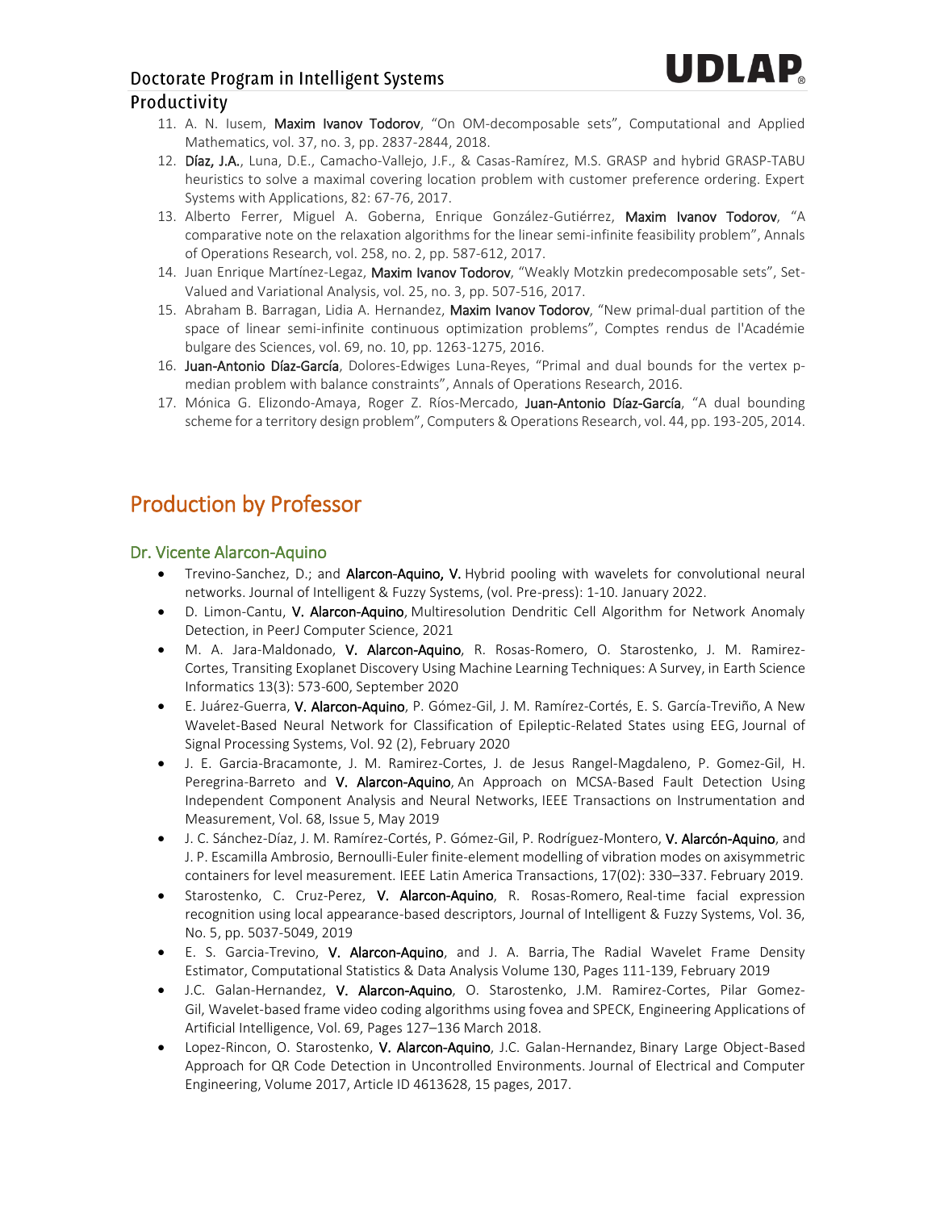11. A. N. Iusem, **Maxim Ivanov Todorov**, "On OM-decomposable sets", Computational and Applied Mathematics, vol. 37, no. 3, pp. 2837-2844, 2018.
12. **Díaz, J.A.**, Luna, D.E., Camacho-Vallejo, J.F., & Casas-Ramírez, M.S. GRASP and hybrid GRASP-TABU heuristics to solve a maximal covering location problem with customer preference ordering. Expert Systems with Applications, 82: 67-76, 2017.
13. Alberto Ferrer, Miguel A. Goberna, Enrique González-Gutiérrez, **Maxim Ivanov Todorov**, "A comparative note on the relaxation algorithms for the linear semi-infinite feasibility problem", Annals of Operations Research, vol. 258, no. 2, pp. 587-612, 2017.
14. Juan Enrique Martínez-Legaz, **Maxim Ivanov Todorov**, "Weakly Motzkin predecomposable sets", Set-Valued and Variational Analysis, vol. 25, no. 3, pp. 507-516, 2017.
15. Abraham B. Barragan, Lidia A. Hernandez, **Maxim Ivanov Todorov**, "New primal-dual partition of the space of linear semi-infinite continuous optimization problems", Comptes rendus de l'Académie bulgare des Sciences, vol. 69, no. 10, pp. 1263-1275, 2016.
16. **Juan-Antonio Díaz-García**, Dolores-Edwiges Luna-Reyes, "Primal and dual bounds for the vertex p-median problem with balance constraints", Annals of Operations Research, 2016.
17. Mónica G. Elizondo-Amaya, Roger Z. Ríos-Mercado, **Juan-Antonio Díaz-García**, "A dual bounding scheme for a territory design problem", Computers & Operations Research, vol. 44, pp. 193-205, 2014.

# Production by Professor

## Dr. Vicente Alarcon-Aquino

- Trevino-Sanchez, D.; and **Alarcon-Aquino, V.** Hybrid pooling with wavelets for convolutional neural networks. Journal of Intelligent & Fuzzy Systems, (vol. Pre-press): 1-10. January 2022.
- D. Limon-Cantu, **V. Alarcon-Aquino**, Multiresolution Dendritic Cell Algorithm for Network Anomaly Detection, in PeerJ Computer Science, 2021
- M. A. Jara-Maldonado, **V. Alarcon-Aquino**, R. Rosas-Romero, O. Starostenko, J. M. Ramirez-Cortes, Transiting Exoplanet Discovery Using Machine Learning Techniques: A Survey, in Earth Science Informatics 13(3): 573-600, September 2020
- E. Juárez-Guerra, **V. Alarcon-Aquino**, P. Gómez-Gil, J. M. Ramírez-Cortés, E. S. García-Treviño, A New Wavelet-Based Neural Network for Classification of Epileptic-Related States using EEG, Journal of Signal Processing Systems, Vol. 92 (2), February 2020
- J. E. Garcia-Bracamonte, J. M. Ramirez-Cortes, J. de Jesus Rangel-Magdaleno, P. Gomez-Gil, H. Peregrina-Barreto and **V. Alarcon-Aquino**, An Approach on MCSA-Based Fault Detection Using Independent Component Analysis and Neural Networks, IEEE Transactions on Instrumentation and Measurement, Vol. 68, Issue 5, May 2019
- J. C. Sánchez-Díaz, J. M. Ramírez-Cortés, P. Gómez-Gil, P. Rodríguez-Montero, **V. Alarcón-Aquino**, and J. P. Escamilla Ambrosio, Bernoulli-Euler finite-element modelling of vibration modes on axisymmetric containers for level measurement. IEEE Latin America Transactions, 17(02): 330–337. February 2019.
- Starostenko, C. Cruz-Perez, **V. Alarcon-Aquino**, R. Rosas-Romero, Real-time facial expression recognition using local appearance-based descriptors, Journal of Intelligent & Fuzzy Systems, Vol. 36, No. 5, pp. 5037-5049, 2019
- E. S. Garcia-Trevino, **V. Alarcon-Aquino**, and J. A. Barria, The Radial Wavelet Frame Density Estimator, Computational Statistics & Data Analysis Volume 130, Pages 111-139, February 2019
- J.C. Galan-Hernandez, **V. Alarcon-Aquino**, O. Starostenko, J.M. Ramirez-Cortes, Pilar Gomez-Gil, Wavelet-based frame video coding algorithms using fovea and SPECK, Engineering Applications of Artificial Intelligence, Vol. 69, Pages 127–136 March 2018.
- Lopez-Rincon, O. Starostenko, **V. Alarcon-Aquino**, J.C. Galan-Hernandez, Binary Large Object-Based Approach for QR Code Detection in Uncontrolled Environments. Journal of Electrical and Computer Engineering, Volume 2017, Article ID 4613628, 15 pages, 2017.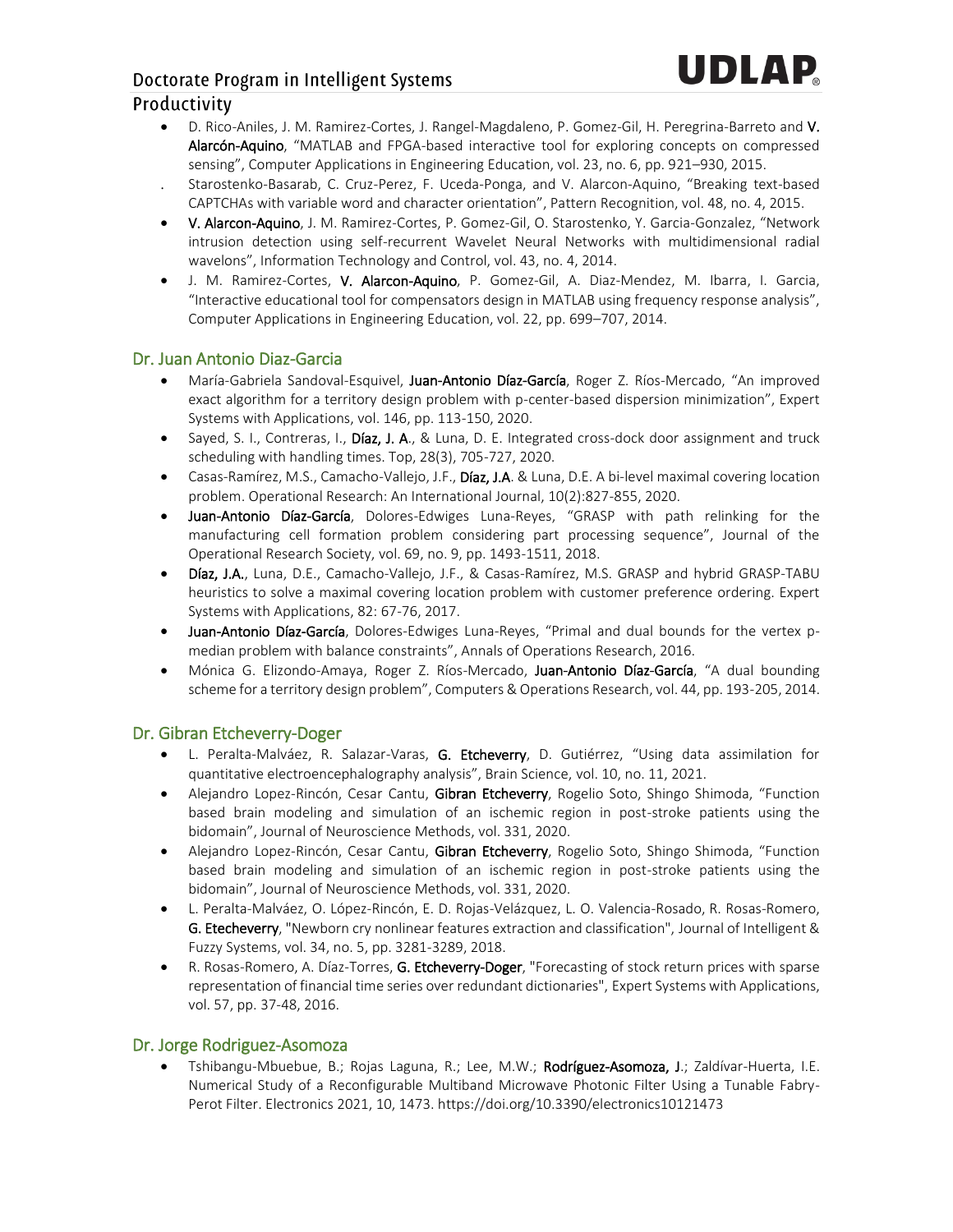## Productivity

- D. Rico-Aniles, J. M. Ramirez-Cortes, J. Rangel-Magdaleno, P. Gomez-Gil, H. Peregrina-Barreto and **V. Alarcón-Aquino**, "MATLAB and FPGA-based interactive tool for exploring concepts on compressed sensing", Computer Applications in Engineering Education, vol. 23, no. 6, pp. 921–930, 2015.
- Starostenko-Basarab, C. Cruz-Perez, F. Uceda-Ponga, and V. Alarcon-Aquino, "Breaking text-based CAPTCHAs with variable word and character orientation", Pattern Recognition, vol. 48, no. 4, 2015.
- **V. Alarcon-Aquino**, J. M. Ramirez-Cortes, P. Gomez-Gil, O. Starostenko, Y. Garcia-Gonzalez, "Network intrusion detection using self-recurrent Wavelet Neural Networks with multidimensional radial wavelons", Information Technology and Control, vol. 43, no. 4, 2014.
- J. M. Ramirez-Cortes, **V. Alarcon-Aquino**, P. Gomez-Gil, A. Diaz-Mendez, M. Ibarra, I. Garcia, "Interactive educational tool for compensators design in MATLAB using frequency response analysis", Computer Applications in Engineering Education, vol. 22, pp. 699–707, 2014.

### Dr. Juan Antonio Diaz-Garcia

- María-Gabriela Sandoval-Esquivel, **Juan-Antonio Díaz-García**, Roger Z. Ríos-Mercado, "An improved exact algorithm for a territory design problem with p-center-based dispersion minimization", Expert Systems with Applications, vol. 146, pp. 113-150, 2020.
- Sayed, S. I., Contreras, I., **Díaz, J. A**., & Luna, D. E. Integrated cross-dock door assignment and truck scheduling with handling times. Top, 28(3), 705-727, 2020.
- Casas-Ramírez, M.S., Camacho-Vallejo, J.F., **Díaz, J.A**. & Luna, D.E. A bi-level maximal covering location problem. Operational Research: An International Journal, 10(2):827-855, 2020.
- **Juan-Antonio Díaz-García**, Dolores-Edwiges Luna-Reyes, "GRASP with path relinking for the manufacturing cell formation problem considering part processing sequence", Journal of the Operational Research Society, vol. 69, no. 9, pp. 1493-1511, 2018.
- **Díaz, J.A.**, Luna, D.E., Camacho-Vallejo, J.F., & Casas-Ramírez, M.S. GRASP and hybrid GRASP-TABU heuristics to solve a maximal covering location problem with customer preference ordering. Expert Systems with Applications, 82: 67-76, 2017.
- **Juan-Antonio Díaz-García**, Dolores-Edwiges Luna-Reyes, "Primal and dual bounds for the vertex p-median problem with balance constraints", Annals of Operations Research, 2016.
- Mónica G. Elizondo-Amaya, Roger Z. Ríos-Mercado, **Juan-Antonio Díaz-García**, "A dual bounding scheme for a territory design problem", Computers & Operations Research, vol. 44, pp. 193-205, 2014.

### Dr. Gibran Etcheverry-Doger

- L. Peralta-Malváez, R. Salazar-Varas, **G. Etcheverry**, D. Gutiérrez, "Using data assimilation for quantitative electroencephalography analysis", Brain Science, vol. 10, no. 11, 2021.
- Alejandro Lopez-Rincón, Cesar Cantu, **Gibran Etcheverry**, Rogelio Soto, Shingo Shimoda, "Function based brain modeling and simulation of an ischemic region in post-stroke patients using the bidomain", Journal of Neuroscience Methods, vol. 331, 2020.
- Alejandro Lopez-Rincón, Cesar Cantu, **Gibran Etcheverry**, Rogelio Soto, Shingo Shimoda, "Function based brain modeling and simulation of an ischemic region in post-stroke patients using the bidomain", Journal of Neuroscience Methods, vol. 331, 2020.
- L. Peralta-Malváez, O. López-Rincón, E. D. Rojas-Velázquez, L. O. Valencia-Rosado, R. Rosas-Romero, **G. Etecheverry**, "Newborn cry nonlinear features extraction and classification", Journal of Intelligent & Fuzzy Systems, vol. 34, no. 5, pp. 3281-3289, 2018.
- R. Rosas-Romero, A. Díaz-Torres, **G. Etcheverry-Doger**, "Forecasting of stock return prices with sparse representation of financial time series over redundant dictionaries", Expert Systems with Applications, vol. 57, pp. 37-48, 2016.

### Dr. Jorge Rodriguez-Asomoza

- Tshibangu-Mbuebue, B.; Rojas Laguna, R.; Lee, M.W.; **Rodríguez-Asomoza, J**.; Zaldívar-Huerta, I.E. Numerical Study of a Reconfigurable Multiband Microwave Photonic Filter Using a Tunable Fabry-Perot Filter. Electronics 2021, 10, 1473. https://doi.org/10.3390/electronics10121473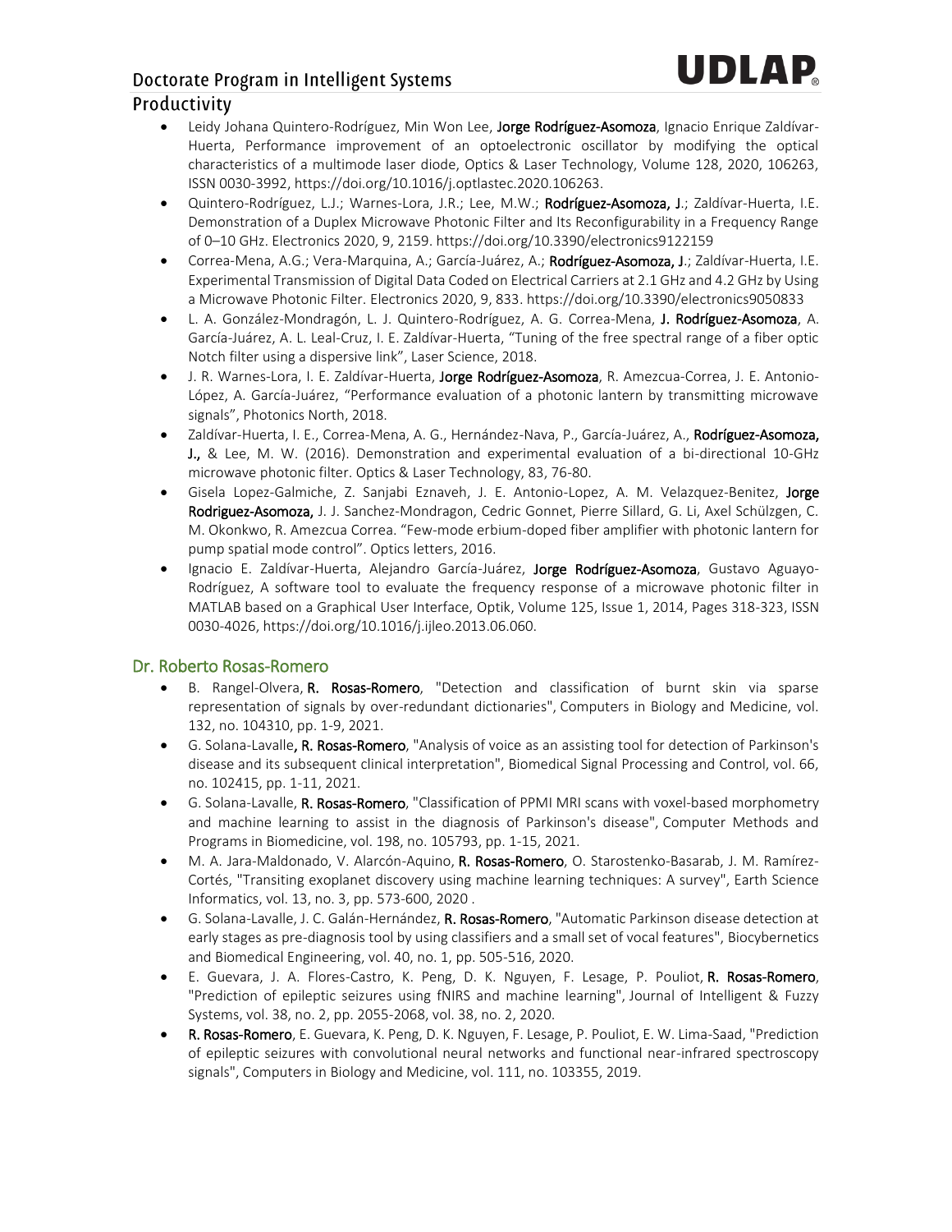## Productivity

- Leidy Johana Quintero-Rodríguez, Min Won Lee, **Jorge Rodríguez-Asomoza**, Ignacio Enrique Zaldívar-Huerta, Performance improvement of an optoelectronic oscillator by modifying the optical characteristics of a multimode laser diode, Optics & Laser Technology, Volume 128, 2020, 106263, ISSN 0030-3992, https://doi.org/10.1016/j.optlastec.2020.106263.
- Quintero-Rodríguez, L.J.; Warnes-Lora, J.R.; Lee, M.W.; **Rodríguez-Asomoza, J**.; Zaldívar-Huerta, I.E. Demonstration of a Duplex Microwave Photonic Filter and Its Reconfigurability in a Frequency Range of 0–10 GHz. Electronics 2020, 9, 2159. https://doi.org/10.3390/electronics9122159
- Correa-Mena, A.G.; Vera-Marquina, A.; García-Juárez, A.; **Rodríguez-Asomoza, J**.; Zaldívar-Huerta, I.E. Experimental Transmission of Digital Data Coded on Electrical Carriers at 2.1 GHz and 4.2 GHz by Using a Microwave Photonic Filter. Electronics 2020, 9, 833. https://doi.org/10.3390/electronics9050833
- L. A. González-Mondragón, L. J. Quintero-Rodríguez, A. G. Correa-Mena, **J. Rodríguez-Asomoza**, A. García-Juárez, A. L. Leal-Cruz, I. E. Zaldívar-Huerta, "Tuning of the free spectral range of a fiber optic Notch filter using a dispersive link", Laser Science, 2018.
- J. R. Warnes-Lora, I. E. Zaldívar-Huerta, **Jorge Rodríguez-Asomoza**, R. Amezcua-Correa, J. E. Antonio-López, A. García-Juárez, "Performance evaluation of a photonic lantern by transmitting microwave signals", Photonics North, 2018.
- Zaldívar-Huerta, I. E., Correa-Mena, A. G., Hernández-Nava, P., García-Juárez, A., **Rodríguez-Asomoza, J.,** & Lee, M. W. (2016). Demonstration and experimental evaluation of a bi-directional 10-GHz microwave photonic filter. Optics & Laser Technology, 83, 76-80.
- Gisela Lopez-Galmiche, Z. Sanjabi Eznaveh, J. E. Antonio-Lopez, A. M. Velazquez-Benitez, **Jorge Rodriguez-Asomoza,** J. J. Sanchez-Mondragon, Cedric Gonnet, Pierre Sillard, G. Li, Axel Schülzgen, C. M. Okonkwo, R. Amezcua Correa. "Few-mode erbium-doped fiber amplifier with photonic lantern for pump spatial mode control". Optics letters, 2016.
- Ignacio E. Zaldívar-Huerta, Alejandro García-Juárez, **Jorge Rodríguez-Asomoza**, Gustavo Aguayo-Rodríguez, A software tool to evaluate the frequency response of a microwave photonic filter in MATLAB based on a Graphical User Interface, Optik, Volume 125, Issue 1, 2014, Pages 318-323, ISSN 0030-4026, https://doi.org/10.1016/j.ijleo.2013.06.060.

### Dr. Roberto Rosas-Romero

- B. Rangel-Olvera, **R. Rosas-Romero**, "Detection and classification of burnt skin via sparse representation of signals by over-redundant dictionaries", Computers in Biology and Medicine, vol. 132, no. 104310, pp. 1-9, 2021.
- G. Solana-Lavalle**, R. Rosas-Romero**, "Analysis of voice as an assisting tool for detection of Parkinson's disease and its subsequent clinical interpretation", Biomedical Signal Processing and Control, vol. 66, no. 102415, pp. 1-11, 2021.
- G. Solana-Lavalle, **R. Rosas-Romero**, "Classification of PPMI MRI scans with voxel-based morphometry and machine learning to assist in the diagnosis of Parkinson's disease", Computer Methods and Programs in Biomedicine, vol. 198, no. 105793, pp. 1-15, 2021.
- M. A. Jara-Maldonado, V. Alarcón-Aquino, **R. Rosas-Romero**, O. Starostenko-Basarab, J. M. Ramírez-Cortés, "Transiting exoplanet discovery using machine learning techniques: A survey", Earth Science Informatics, vol. 13, no. 3, pp. 573-600, 2020 .
- G. Solana-Lavalle, J. C. Galán-Hernández, **R. Rosas-Romero**, "Automatic Parkinson disease detection at early stages as pre-diagnosis tool by using classifiers and a small set of vocal features", Biocybernetics and Biomedical Engineering, vol. 40, no. 1, pp. 505-516, 2020.
- E. Guevara, J. A. Flores-Castro, K. Peng, D. K. Nguyen, F. Lesage, P. Pouliot, **R. Rosas-Romero**, "Prediction of epileptic seizures using fNIRS and machine learning", Journal of Intelligent & Fuzzy Systems, vol. 38, no. 2, pp. 2055-2068, vol. 38, no. 2, 2020.
- **R. Rosas-Romero**, E. Guevara, K. Peng, D. K. Nguyen, F. Lesage, P. Pouliot, E. W. Lima-Saad, "Prediction of epileptic seizures with convolutional neural networks and functional near-infrared spectroscopy signals", Computers in Biology and Medicine, vol. 111, no. 103355, 2019.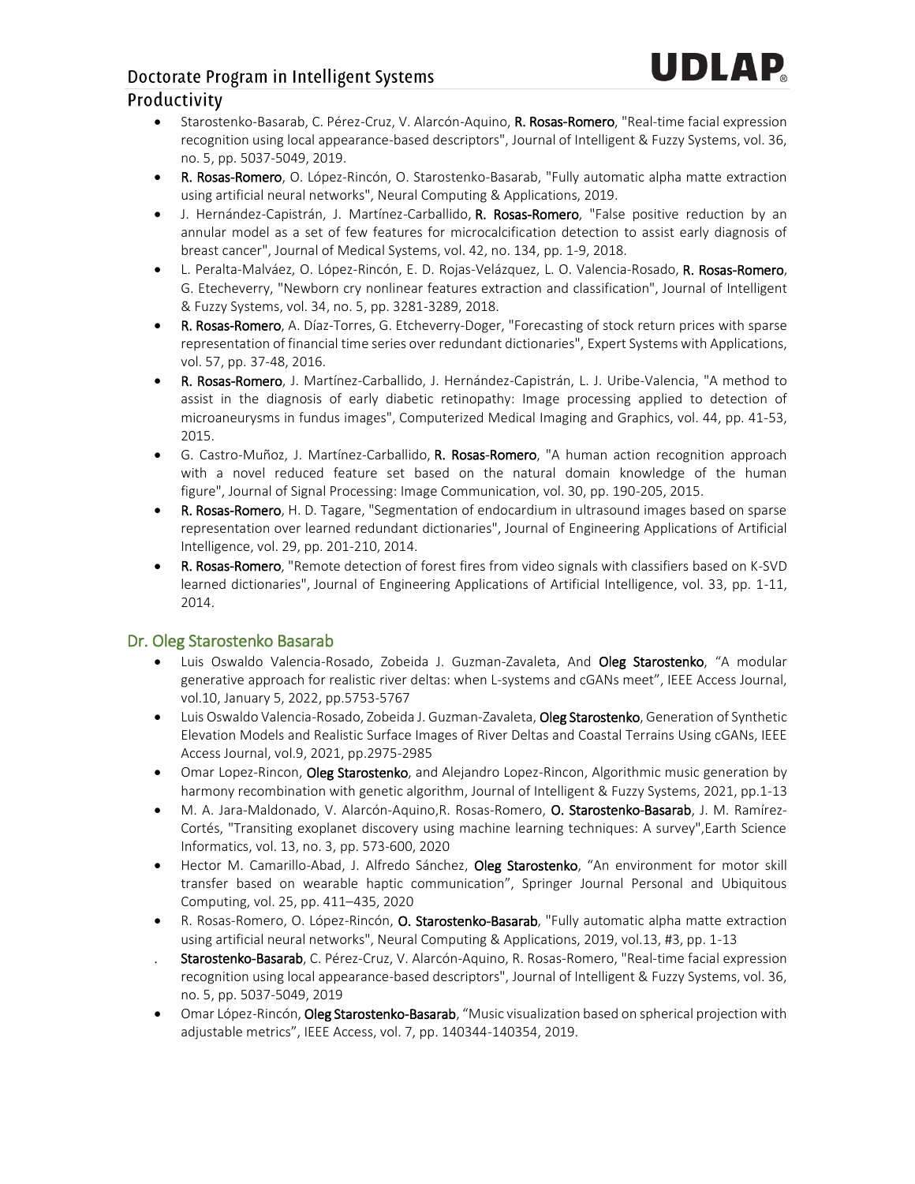## Productivity

- Starostenko-Basarab, C. Pérez-Cruz, V. Alarcón-Aquino, **R. Rosas-Romero**, "Real-time facial expression recognition using local appearance-based descriptors", Journal of Intelligent & Fuzzy Systems, vol. 36, no. 5, pp. 5037-5049, 2019.
- **R. Rosas-Romero**, O. López-Rincón, O. Starostenko-Basarab, "Fully automatic alpha matte extraction using artificial neural networks", Neural Computing & Applications, 2019.
- J. Hernández-Capistrán, J. Martínez-Carballido, **R. Rosas-Romero**, "False positive reduction by an annular model as a set of few features for microcalcification detection to assist early diagnosis of breast cancer", Journal of Medical Systems, vol. 42, no. 134, pp. 1-9, 2018.
- L. Peralta-Malváez, O. López-Rincón, E. D. Rojas-Velázquez, L. O. Valencia-Rosado, **R. Rosas-Romero**, G. Etecheverry, "Newborn cry nonlinear features extraction and classification", Journal of Intelligent & Fuzzy Systems, vol. 34, no. 5, pp. 3281-3289, 2018.
- **R. Rosas-Romero**, A. Díaz-Torres, G. Etcheverry-Doger, "Forecasting of stock return prices with sparse representation of financial time series over redundant dictionaries", Expert Systems with Applications, vol. 57, pp. 37-48, 2016.
- **R. Rosas-Romero**, J. Martínez-Carballido, J. Hernández-Capistrán, L. J. Uribe-Valencia, "A method to assist in the diagnosis of early diabetic retinopathy: Image processing applied to detection of microaneurysms in fundus images", Computerized Medical Imaging and Graphics, vol. 44, pp. 41-53, 2015.
- G. Castro-Muñoz, J. Martínez-Carballido, **R. Rosas-Romero**, "A human action recognition approach with a novel reduced feature set based on the natural domain knowledge of the human figure", Journal of Signal Processing: Image Communication, vol. 30, pp. 190-205, 2015.
- **R. Rosas-Romero**, H. D. Tagare, "Segmentation of endocardium in ultrasound images based on sparse representation over learned redundant dictionaries", Journal of Engineering Applications of Artificial Intelligence, vol. 29, pp. 201-210, 2014.
- **R. Rosas-Romero**, "Remote detection of forest fires from video signals with classifiers based on K-SVD learned dictionaries", Journal of Engineering Applications of Artificial Intelligence, vol. 33, pp. 1-11, 2014.

### Dr. Oleg Starostenko Basarab

- Luis Oswaldo Valencia-Rosado, Zobeida J. Guzman-Zavaleta, And **Oleg Starostenko**, "A modular generative approach for realistic river deltas: when L-systems and cGANs meet", IEEE Access Journal, vol.10, January 5, 2022, pp.5753-5767
- Luis Oswaldo Valencia-Rosado, Zobeida J. Guzman-Zavaleta, **Oleg Starostenko**, Generation of Synthetic Elevation Models and Realistic Surface Images of River Deltas and Coastal Terrains Using cGANs, IEEE Access Journal, vol.9, 2021, pp.2975-2985
- Omar Lopez-Rincon, **Oleg Starostenko**, and Alejandro Lopez-Rincon, Algorithmic music generation by harmony recombination with genetic algorithm, Journal of Intelligent & Fuzzy Systems, 2021, pp.1-13
- M. A. Jara-Maldonado, V. Alarcón-Aquino,R. Rosas-Romero, **O. Starostenko-Basarab**, J. M. Ramírez-Cortés, "Transiting exoplanet discovery using machine learning techniques: A survey",Earth Science Informatics, vol. 13, no. 3, pp. 573-600, 2020
- Hector M. Camarillo-Abad, J. Alfredo Sánchez, **Oleg Starostenko**, "An environment for motor skill transfer based on wearable haptic communication", Springer Journal Personal and Ubiquitous Computing, vol. 25, pp. 411–435, 2020
- R. Rosas-Romero, O. López-Rincón, **O. Starostenko-Basarab**, "Fully automatic alpha matte extraction using artificial neural networks", Neural Computing & Applications, 2019, vol.13, #3, pp. 1-13
- **Starostenko-Basarab**, C. Pérez-Cruz, V. Alarcón-Aquino, R. Rosas-Romero, "Real-time facial expression recognition using local appearance-based descriptors", Journal of Intelligent & Fuzzy Systems, vol. 36, no. 5, pp. 5037-5049, 2019
- Omar López-Rincón, **Oleg Starostenko-Basarab**, "Music visualization based on spherical projection with adjustable metrics", IEEE Access, vol. 7, pp. 140344-140354, 2019.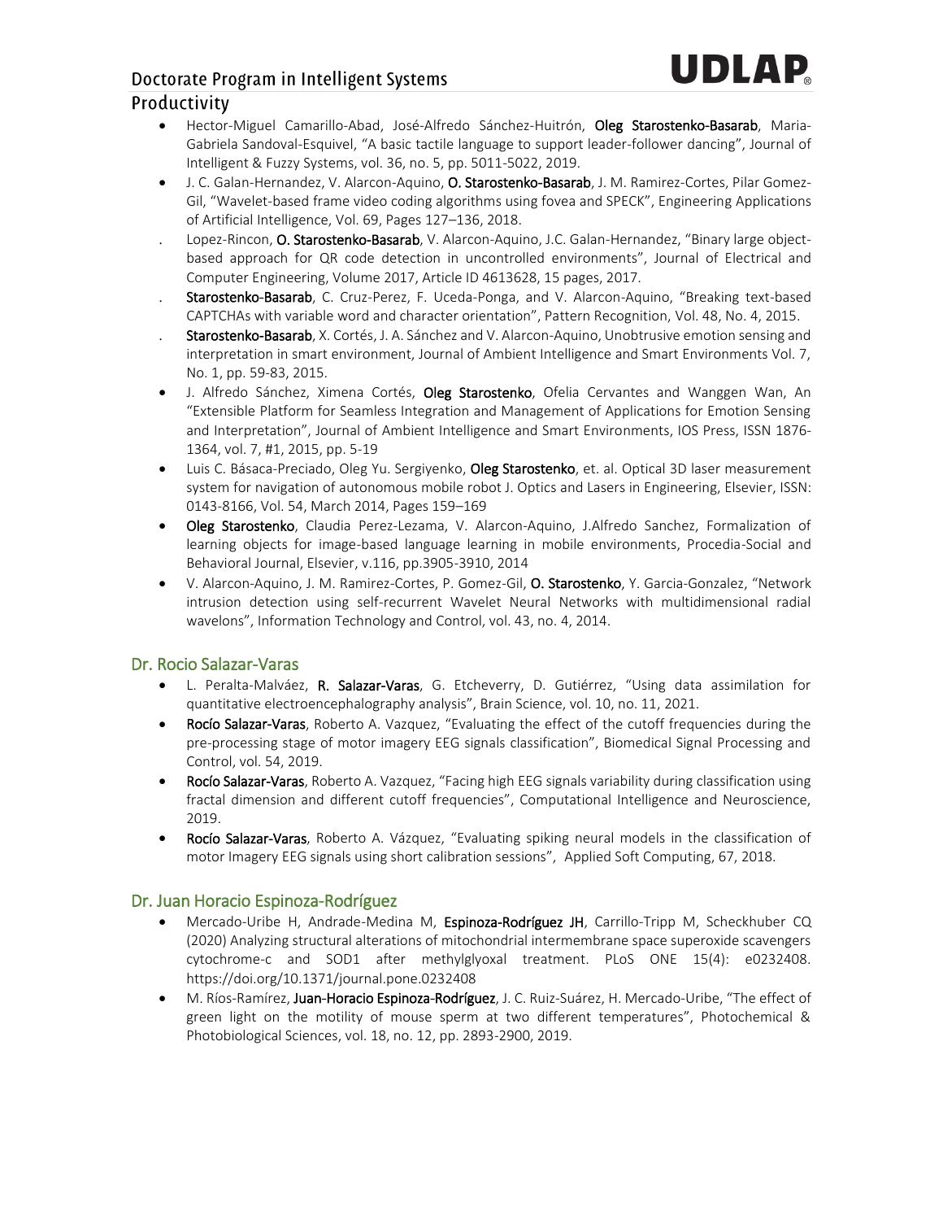## Productivity

- Hector-Miguel Camarillo-Abad, José-Alfredo Sánchez-Huitrón, **Oleg Starostenko-Basarab**, Maria-Gabriela Sandoval-Esquivel, "A basic tactile language to support leader-follower dancing", Journal of Intelligent & Fuzzy Systems, vol. 36, no. 5, pp. 5011-5022, 2019.
- J. C. Galan-Hernandez, V. Alarcon-Aquino, **O. Starostenko-Basarab**, J. M. Ramirez-Cortes, Pilar Gomez-Gil, "Wavelet-based frame video coding algorithms using fovea and SPECK", Engineering Applications of Artificial Intelligence, Vol. 69, Pages 127–136, 2018.
- Lopez-Rincon, **O. Starostenko-Basarab**, V. Alarcon-Aquino, J.C. Galan-Hernandez, "Binary large object-based approach for QR code detection in uncontrolled environments", Journal of Electrical and Computer Engineering, Volume 2017, Article ID 4613628, 15 pages, 2017.
- **Starostenko-Basarab**, C. Cruz-Perez, F. Uceda-Ponga, and V. Alarcon-Aquino, "Breaking text-based CAPTCHAs with variable word and character orientation", Pattern Recognition, Vol. 48, No. 4, 2015.
- **Starostenko-Basarab**, X. Cortés, J. A. Sánchez and V. Alarcon-Aquino, Unobtrusive emotion sensing and interpretation in smart environment, Journal of Ambient Intelligence and Smart Environments Vol. 7, No. 1, pp. 59-83, 2015.
- J. Alfredo Sánchez, Ximena Cortés, **Oleg Starostenko**, Ofelia Cervantes and Wanggen Wan, An "Extensible Platform for Seamless Integration and Management of Applications for Emotion Sensing and Interpretation", Journal of Ambient Intelligence and Smart Environments, IOS Press, ISSN 1876-1364, vol. 7, #1, 2015, pp. 5-19
- Luis C. Básaca-Preciado, Oleg Yu. Sergiyenko, **Oleg Starostenko**, et. al. Optical 3D laser measurement system for navigation of autonomous mobile robot J. Optics and Lasers in Engineering, Elsevier, ISSN: 0143-8166, Vol. 54, March 2014, Pages 159–169
- **Oleg Starostenko**, Claudia Perez-Lezama, V. Alarcon-Aquino, J.Alfredo Sanchez, Formalization of learning objects for image-based language learning in mobile environments, Procedia-Social and Behavioral Journal, Elsevier, v.116, pp.3905-3910, 2014
- V. Alarcon-Aquino, J. M. Ramirez-Cortes, P. Gomez-Gil, **O. Starostenko**, Y. Garcia-Gonzalez, "Network intrusion detection using self-recurrent Wavelet Neural Networks with multidimensional radial wavelons", Information Technology and Control, vol. 43, no. 4, 2014.

### Dr. Rocio Salazar-Varas

- L. Peralta-Malváez, **R. Salazar-Varas**, G. Etcheverry, D. Gutiérrez, "Using data assimilation for quantitative electroencephalography analysis", Brain Science, vol. 10, no. 11, 2021.
- **Rocío Salazar-Varas**, Roberto A. Vazquez, "Evaluating the effect of the cutoff frequencies during the pre-processing stage of motor imagery EEG signals classification", Biomedical Signal Processing and Control, vol. 54, 2019.
- **Rocío Salazar-Varas**, Roberto A. Vazquez, "Facing high EEG signals variability during classification using fractal dimension and different cutoff frequencies", Computational Intelligence and Neuroscience, 2019.
- **Rocío Salazar-Varas**, Roberto A. Vázquez, "Evaluating spiking neural models in the classification of motor Imagery EEG signals using short calibration sessions", Applied Soft Computing, 67, 2018.

### Dr. Juan Horacio Espinoza-Rodríguez

- Mercado-Uribe H, Andrade-Medina M, **Espinoza-Rodríguez JH**, Carrillo-Tripp M, Scheckhuber CQ (2020) Analyzing structural alterations of mitochondrial intermembrane space superoxide scavengers cytochrome-c and SOD1 after methylglyoxal treatment. PLoS ONE 15(4): e0232408. https://doi.org/10.1371/journal.pone.0232408
- M. Ríos-Ramírez, **Juan-Horacio Espinoza-Rodríguez**, J. C. Ruiz-Suárez, H. Mercado-Uribe, "The effect of green light on the motility of mouse sperm at two different temperatures", Photochemical & Photobiological Sciences, vol. 18, no. 12, pp. 2893-2900, 2019.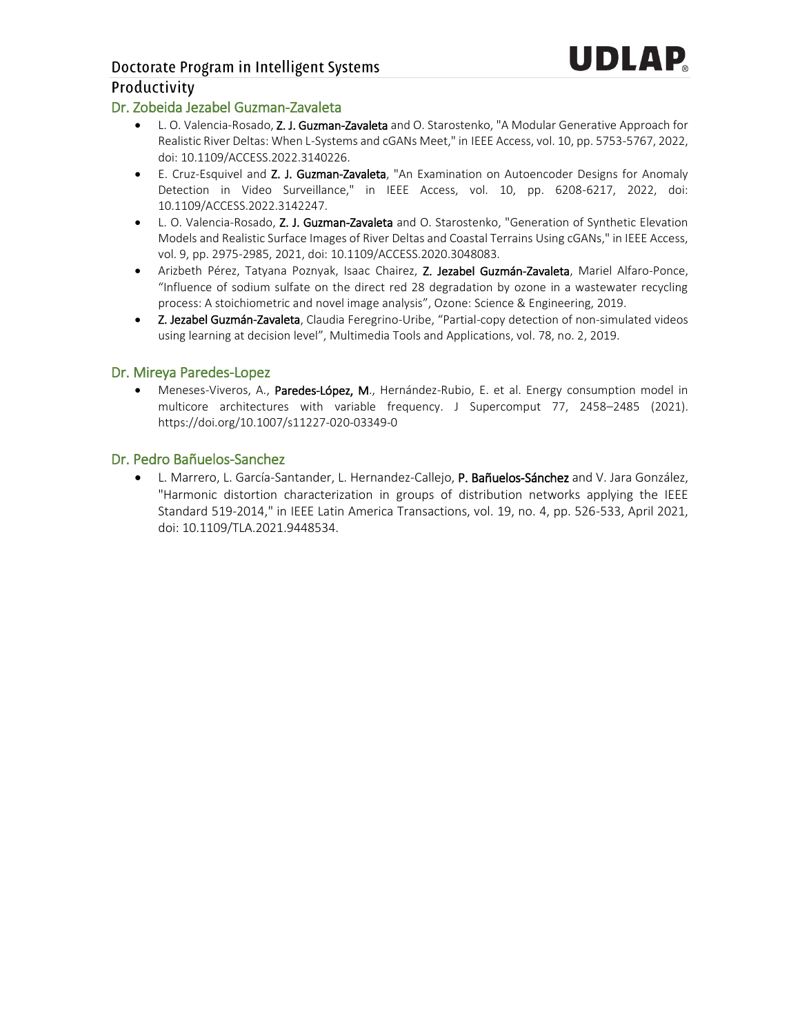# Doctorate Program in Intelligent Systems

## Productivity

### Dr. Zobeida Jezabel Guzman-Zavaleta

- L. O. Valencia-Rosado, **Z. J. Guzman-Zavaleta** and O. Starostenko, "A Modular Generative Approach for Realistic River Deltas: When L-Systems and cGANs Meet," in IEEE Access, vol. 10, pp. 5753-5767, 2022, doi: 10.1109/ACCESS.2022.3140226.
- E. Cruz-Esquivel and **Z. J. Guzman-Zavaleta**, "An Examination on Autoencoder Designs for Anomaly Detection in Video Surveillance," in IEEE Access, vol. 10, pp. 6208-6217, 2022, doi: 10.1109/ACCESS.2022.3142247.
- L. O. Valencia-Rosado, **Z. J. Guzman-Zavaleta** and O. Starostenko, "Generation of Synthetic Elevation Models and Realistic Surface Images of River Deltas and Coastal Terrains Using cGANs," in IEEE Access, vol. 9, pp. 2975-2985, 2021, doi: 10.1109/ACCESS.2020.3048083.
- Arizbeth Pérez, Tatyana Poznyak, Isaac Chairez, **Z. Jezabel Guzmán-Zavaleta**, Mariel Alfaro-Ponce, "Influence of sodium sulfate on the direct red 28 degradation by ozone in a wastewater recycling process: A stoichiometric and novel image analysis", Ozone: Science & Engineering, 2019.
- **Z. Jezabel Guzmán-Zavaleta**, Claudia Feregrino-Uribe, "Partial-copy detection of non-simulated videos using learning at decision level", Multimedia Tools and Applications, vol. 78, no. 2, 2019.

### Dr. Mireya Paredes-Lopez

- Meneses-Viveros, A., **Paredes-López, M.**, Hernández-Rubio, E. et al. Energy consumption model in multicore architectures with variable frequency. J Supercomput 77, 2458–2485 (2021). https://doi.org/10.1007/s11227-020-03349-0

### Dr. Pedro Bañuelos-Sanchez

- L. Marrero, L. García-Santander, L. Hernandez-Callejo, **P. Bañuelos-Sánchez** and V. Jara González, "Harmonic distortion characterization in groups of distribution networks applying the IEEE Standard 519-2014," in IEEE Latin America Transactions, vol. 19, no. 4, pp. 526-533, April 2021, doi: 10.1109/TLA.2021.9448534.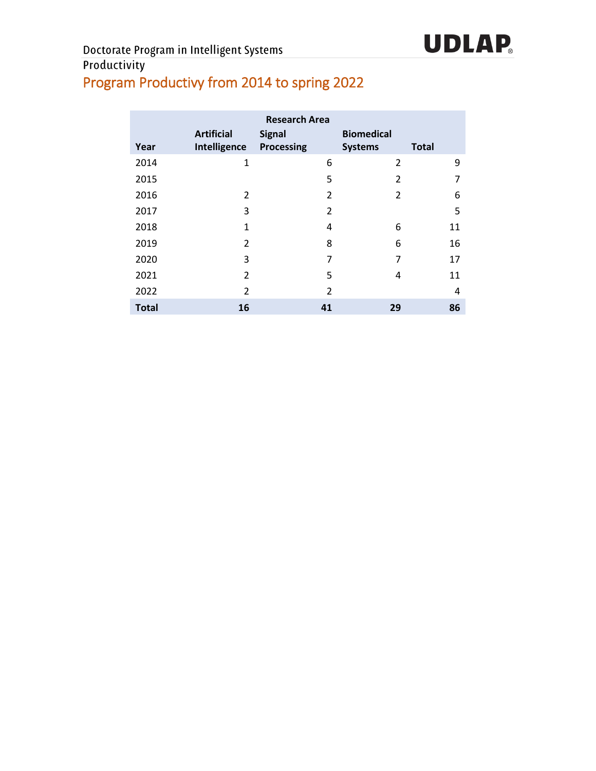Doctorate Program in Intelligent Systems

Productivity

## Program Productivy from 2014 to spring 2022

| | Research Area | | | |
|---|---|---|---|---|
| Year | Artificial Intelligence | Signal Processing | Biomedical Systems | Total |
| 2014 | 1 | 6 | 2 | 9 |
| 2015 | | 5 | 2 | 7 |
| 2016 | 2 | 2 | 2 | 6 |
| 2017 | 3 | 2 | | 5 |
| 2018 | 1 | 4 | 6 | 11 |
| 2019 | 2 | 8 | 6 | 16 |
| 2020 | 3 | 7 | 7 | 17 |
| 2021 | 2 | 5 | 4 | 11 |
| 2022 | 2 | 2 | | 4 |
| **Total** | **16** | **41** | **29** | **86** |